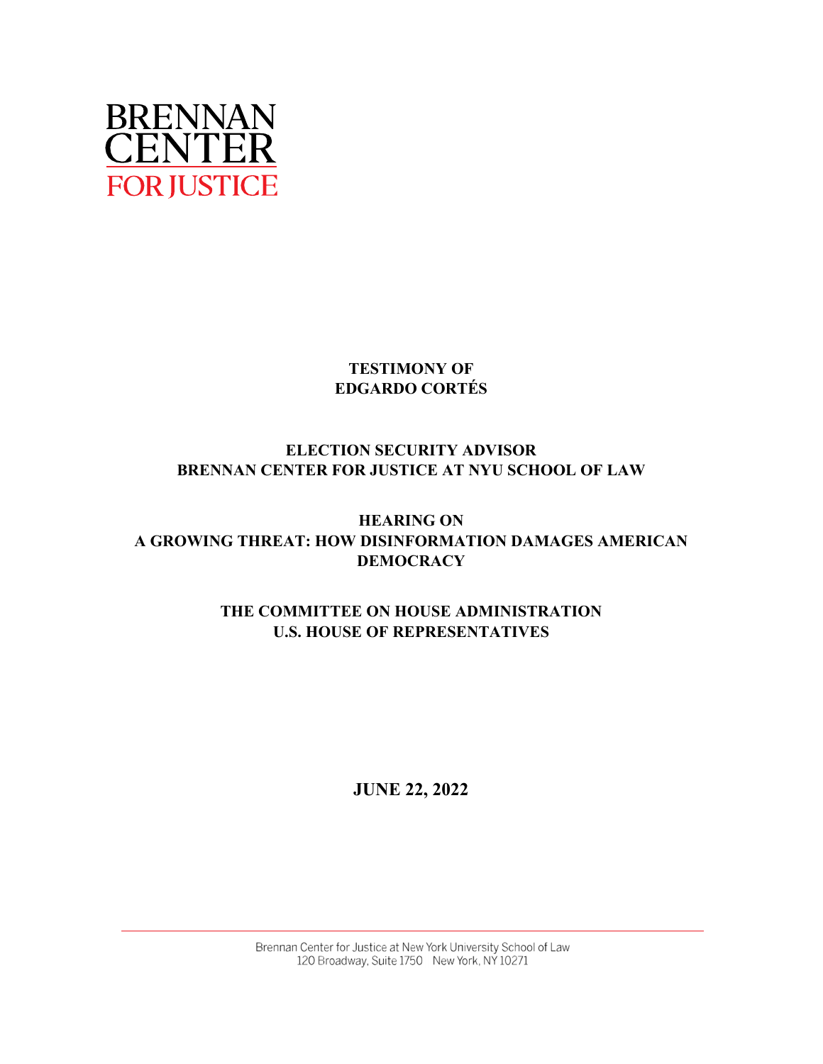BRENNAN CENTER FOR JUSTICE

**TESTIMONY OF**
**EDGARDO CORTÉS**

**ELECTION SECURITY ADVISOR**
**BRENNAN CENTER FOR JUSTICE AT NYU SCHOOL OF LAW**

**HEARING ON**
**A GROWING THREAT: HOW DISINFORMATION DAMAGES AMERICAN DEMOCRACY**

**THE COMMITTEE ON HOUSE ADMINISTRATION**
**U.S. HOUSE OF REPRESENTATIVES**

**JUNE 22, 2022**

Brennan Center for Justice at New York University School of Law
120 Broadway, Suite 1750 New York, NY 10271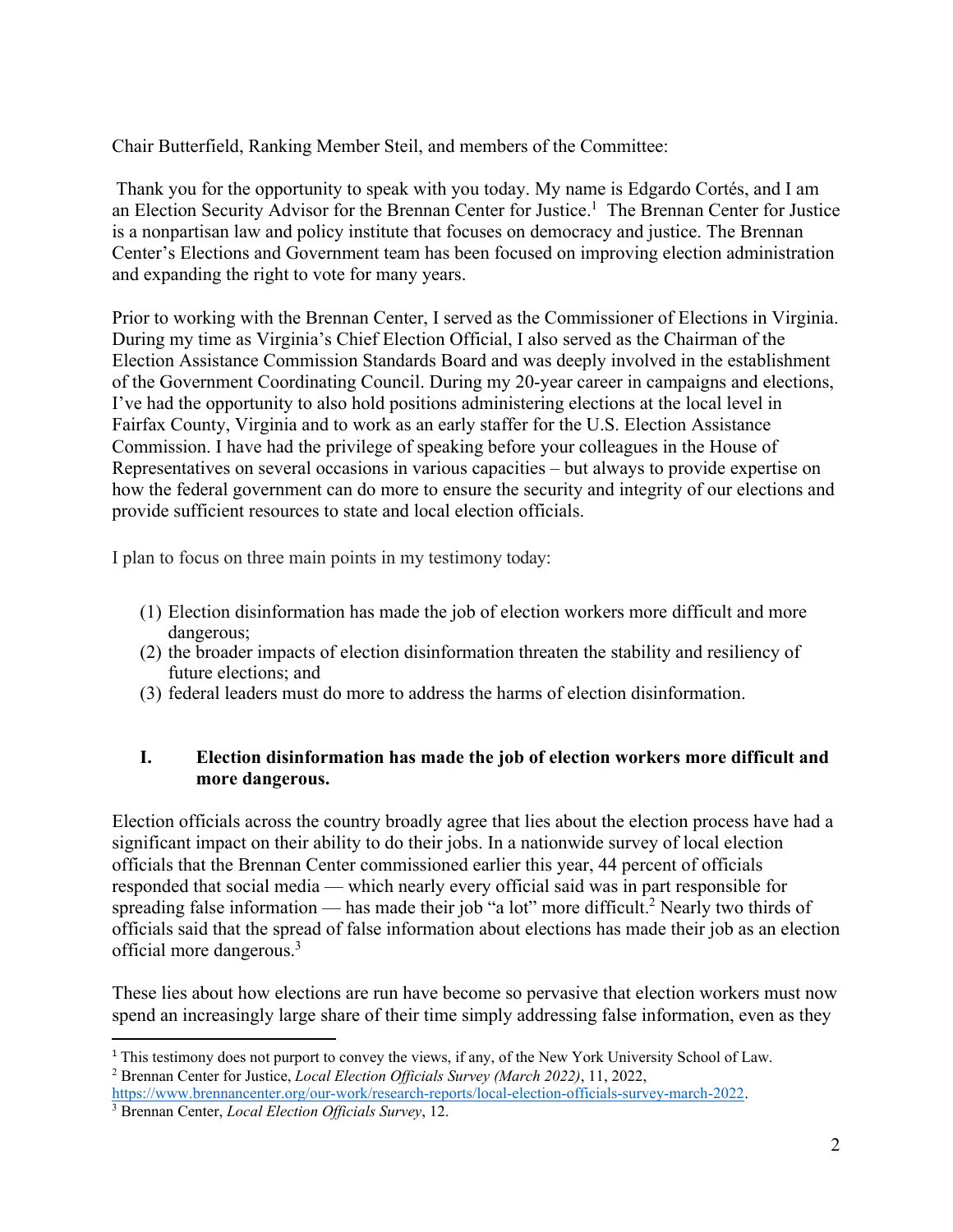Chair Butterfield, Ranking Member Steil, and members of the Committee:

Thank you for the opportunity to speak with you today. My name is Edgardo Cortés, and I am an Election Security Advisor for the Brennan Center for Justice.[1] The Brennan Center for Justice is a nonpartisan law and policy institute that focuses on democracy and justice. The Brennan Center's Elections and Government team has been focused on improving election administration and expanding the right to vote for many years.

Prior to working with the Brennan Center, I served as the Commissioner of Elections in Virginia. During my time as Virginia's Chief Election Official, I also served as the Chairman of the Election Assistance Commission Standards Board and was deeply involved in the establishment of the Government Coordinating Council. During my 20-year career in campaigns and elections, I've had the opportunity to also hold positions administering elections at the local level in Fairfax County, Virginia and to work as an early staffer for the U.S. Election Assistance Commission. I have had the privilege of speaking before your colleagues in the House of Representatives on several occasions in various capacities – but always to provide expertise on how the federal government can do more to ensure the security and integrity of our elections and provide sufficient resources to state and local election officials.

I plan to focus on three main points in my testimony today:

(1) Election disinformation has made the job of election workers more difficult and more dangerous;
(2) the broader impacts of election disinformation threaten the stability and resiliency of future elections; and
(3) federal leaders must do more to address the harms of election disinformation.

## I. Election disinformation has made the job of election workers more difficult and more dangerous.

Election officials across the country broadly agree that lies about the election process have had a significant impact on their ability to do their jobs. In a nationwide survey of local election officials that the Brennan Center commissioned earlier this year, 44 percent of officials responded that social media — which nearly every official said was in part responsible for spreading false information — has made their job "a lot" more difficult.[2] Nearly two thirds of officials said that the spread of false information about elections has made their job as an election official more dangerous.[3]

These lies about how elections are run have become so pervasive that election workers must now spend an increasingly large share of their time simply addressing false information, even as they

---

[1] This testimony does not purport to convey the views, if any, of the New York University School of Law.

[2] Brennan Center for Justice, *Local Election Officials Survey (March 2022)*, 11, 2022, https://www.brennancenter.org/our-work/research-reports/local-election-officials-survey-march-2022.

[3] Brennan Center, *Local Election Officials Survey*, 12.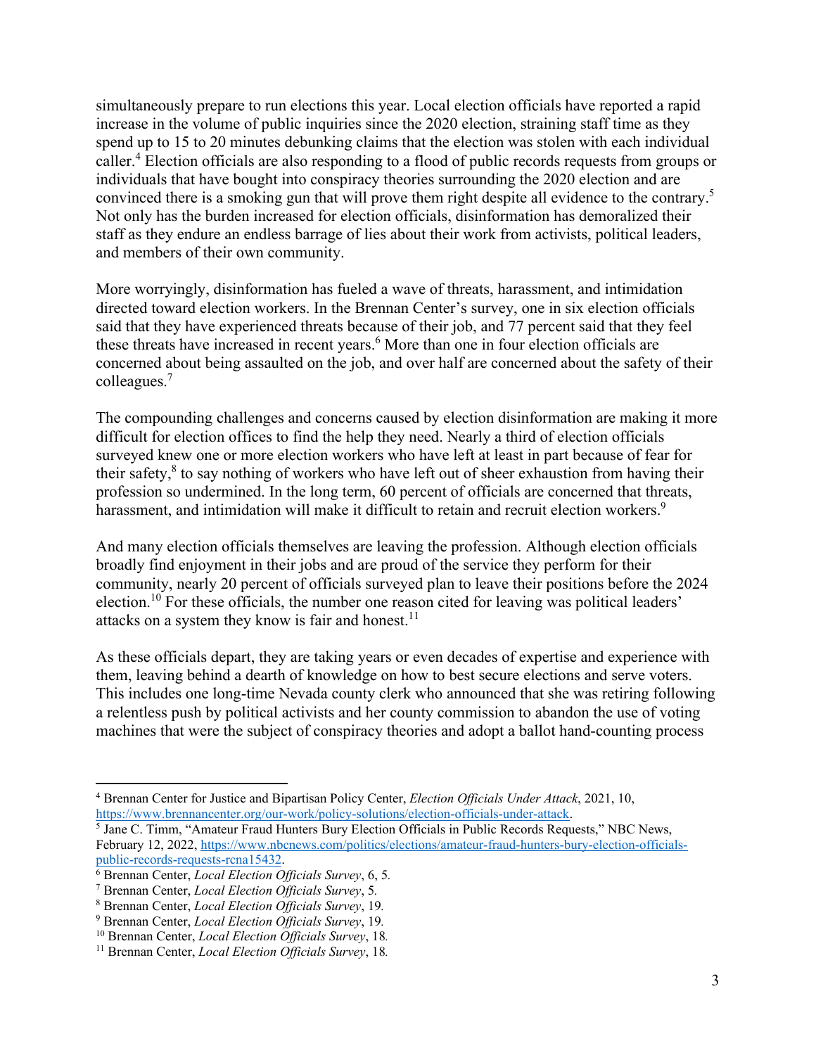simultaneously prepare to run elections this year. Local election officials have reported a rapid increase in the volume of public inquiries since the 2020 election, straining staff time as they spend up to 15 to 20 minutes debunking claims that the election was stolen with each individual caller.[4] Election officials are also responding to a flood of public records requests from groups or individuals that have bought into conspiracy theories surrounding the 2020 election and are convinced there is a smoking gun that will prove them right despite all evidence to the contrary.[5] Not only has the burden increased for election officials, disinformation has demoralized their staff as they endure an endless barrage of lies about their work from activists, political leaders, and members of their own community.

More worryingly, disinformation has fueled a wave of threats, harassment, and intimidation directed toward election workers. In the Brennan Center's survey, one in six election officials said that they have experienced threats because of their job, and 77 percent said that they feel these threats have increased in recent years.[6] More than one in four election officials are concerned about being assaulted on the job, and over half are concerned about the safety of their colleagues.[7]

The compounding challenges and concerns caused by election disinformation are making it more difficult for election offices to find the help they need. Nearly a third of election officials surveyed knew one or more election workers who have left at least in part because of fear for their safety,[8] to say nothing of workers who have left out of sheer exhaustion from having their profession so undermined. In the long term, 60 percent of officials are concerned that threats, harassment, and intimidation will make it difficult to retain and recruit election workers.[9]

And many election officials themselves are leaving the profession. Although election officials broadly find enjoyment in their jobs and are proud of the service they perform for their community, nearly 20 percent of officials surveyed plan to leave their positions before the 2024 election.[10] For these officials, the number one reason cited for leaving was political leaders' attacks on a system they know is fair and honest.[11]

As these officials depart, they are taking years or even decades of expertise and experience with them, leaving behind a dearth of knowledge on how to best secure elections and serve voters. This includes one long-time Nevada county clerk who announced that she was retiring following a relentless push by political activists and her county commission to abandon the use of voting machines that were the subject of conspiracy theories and adopt a ballot hand-counting process

---

[4] Brennan Center for Justice and Bipartisan Policy Center, *Election Officials Under Attack*, 2021, 10, https://www.brennancenter.org/our-work/policy-solutions/election-officials-under-attack.

[5] Jane C. Timm, "Amateur Fraud Hunters Bury Election Officials in Public Records Requests," NBC News, February 12, 2022, https://www.nbcnews.com/politics/elections/amateur-fraud-hunters-bury-election-officials-public-records-requests-rcna15432.

[6] Brennan Center, *Local Election Officials Survey*, 6, 5.

[7] Brennan Center, *Local Election Officials Survey*, 5.

[8] Brennan Center, *Local Election Officials Survey*, 19.

[9] Brennan Center, *Local Election Officials Survey*, 19.

[10] Brennan Center, *Local Election Officials Survey*, 18.

[11] Brennan Center, *Local Election Officials Survey*, 18.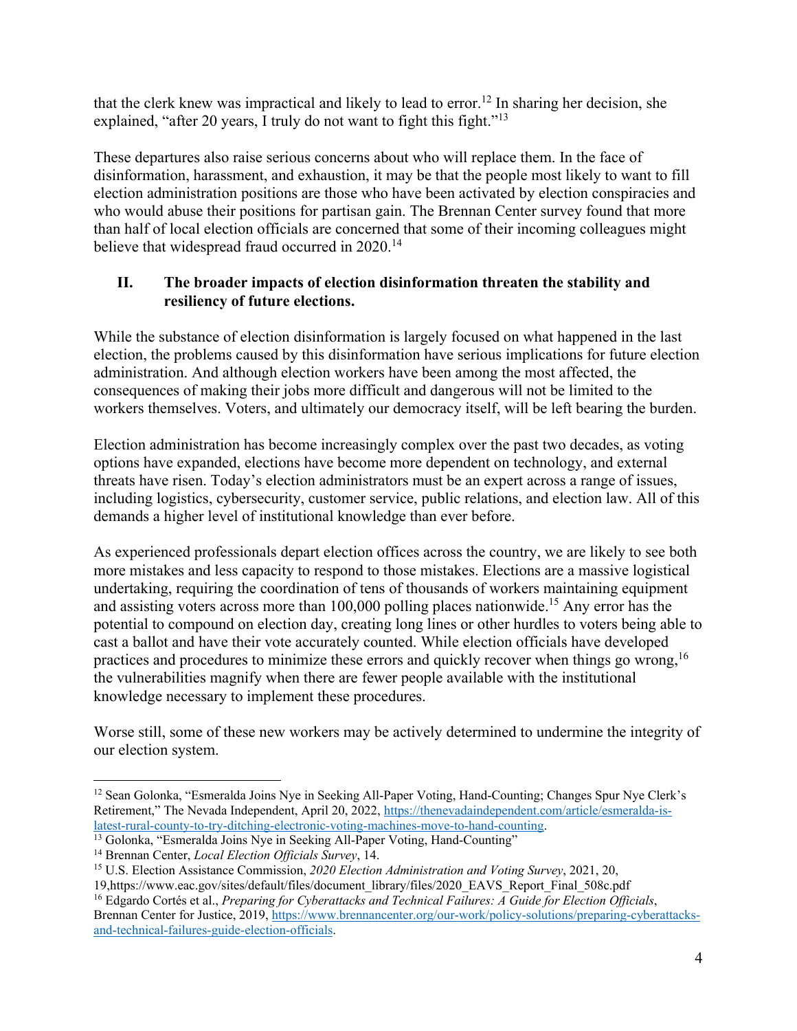that the clerk knew was impractical and likely to lead to error.[12] In sharing her decision, she explained, "after 20 years, I truly do not want to fight this fight."[13]

These departures also raise serious concerns about who will replace them. In the face of disinformation, harassment, and exhaustion, it may be that the people most likely to want to fill election administration positions are those who have been activated by election conspiracies and who would abuse their positions for partisan gain. The Brennan Center survey found that more than half of local election officials are concerned that some of their incoming colleagues might believe that widespread fraud occurred in 2020.[14]

## II. The broader impacts of election disinformation threaten the stability and resiliency of future elections.

While the substance of election disinformation is largely focused on what happened in the last election, the problems caused by this disinformation have serious implications for future election administration. And although election workers have been among the most affected, the consequences of making their jobs more difficult and dangerous will not be limited to the workers themselves. Voters, and ultimately our democracy itself, will be left bearing the burden.

Election administration has become increasingly complex over the past two decades, as voting options have expanded, elections have become more dependent on technology, and external threats have risen. Today's election administrators must be an expert across a range of issues, including logistics, cybersecurity, customer service, public relations, and election law. All of this demands a higher level of institutional knowledge than ever before.

As experienced professionals depart election offices across the country, we are likely to see both more mistakes and less capacity to respond to those mistakes. Elections are a massive logistical undertaking, requiring the coordination of tens of thousands of workers maintaining equipment and assisting voters across more than 100,000 polling places nationwide.[15] Any error has the potential to compound on election day, creating long lines or other hurdles to voters being able to cast a ballot and have their vote accurately counted. While election officials have developed practices and procedures to minimize these errors and quickly recover when things go wrong,[16] the vulnerabilities magnify when there are fewer people available with the institutional knowledge necessary to implement these procedures.

Worse still, some of these new workers may be actively determined to undermine the integrity of our election system.

---

[12] Sean Golonka, "Esmeralda Joins Nye in Seeking All-Paper Voting, Hand-Counting; Changes Spur Nye Clerk's Retirement," The Nevada Independent, April 20, 2022, https://thenevadaindependent.com/article/esmeralda-is-latest-rural-county-to-try-ditching-electronic-voting-machines-move-to-hand-counting.

[13] Golonka, "Esmeralda Joins Nye in Seeking All-Paper Voting, Hand-Counting"

[14] Brennan Center, *Local Election Officials Survey*, 14.

[15] U.S. Election Assistance Commission, *2020 Election Administration and Voting Survey*, 2021, 20, 19,https://www.eac.gov/sites/default/files/document_library/files/2020_EAVS_Report_Final_508c.pdf

[16] Edgardo Cortés et al., *Preparing for Cyberattacks and Technical Failures: A Guide for Election Officials*, Brennan Center for Justice, 2019, https://www.brennancenter.org/our-work/policy-solutions/preparing-cyberattacks-and-technical-failures-guide-election-officials.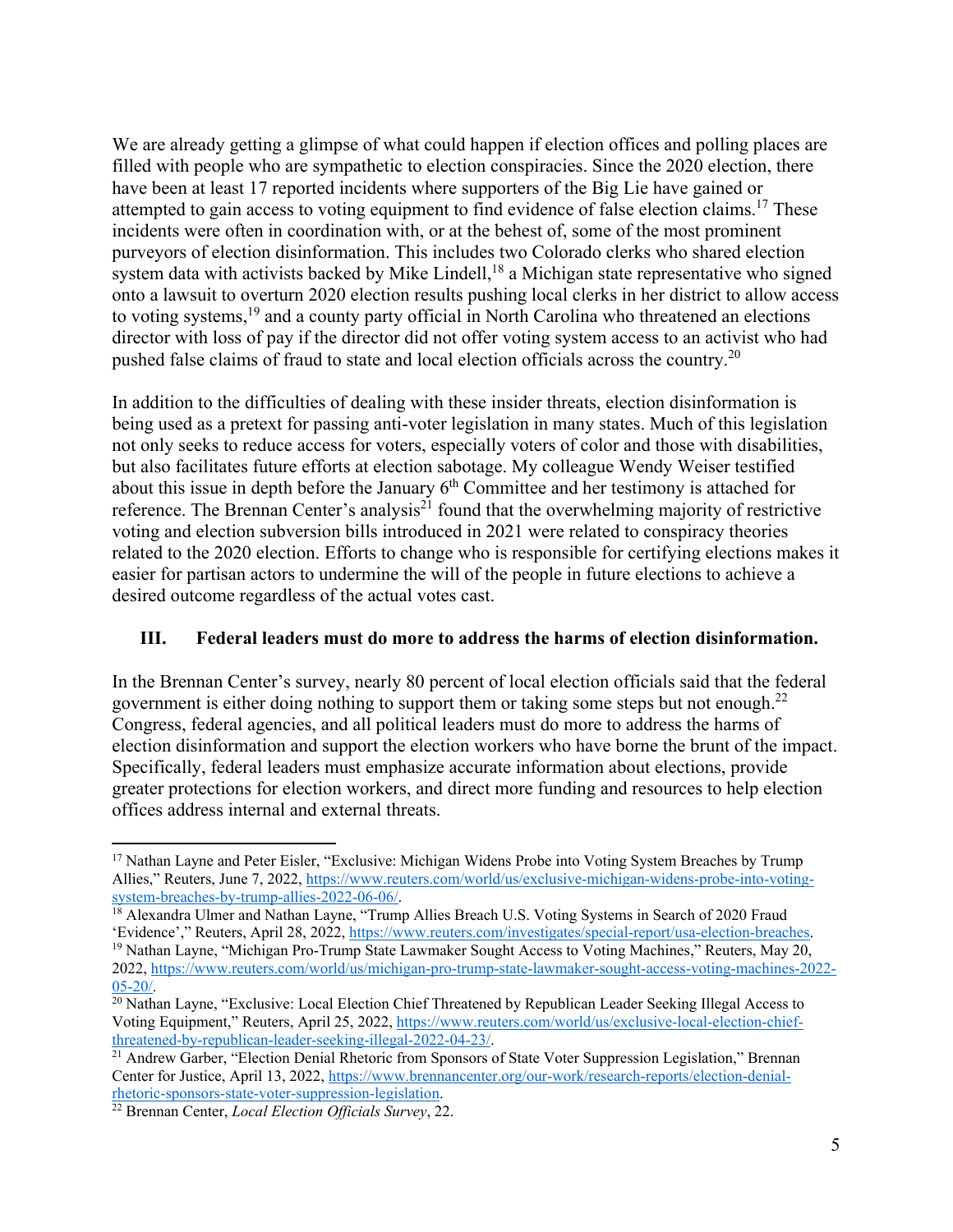We are already getting a glimpse of what could happen if election offices and polling places are filled with people who are sympathetic to election conspiracies. Since the 2020 election, there have been at least 17 reported incidents where supporters of the Big Lie have gained or attempted to gain access to voting equipment to find evidence of false election claims.[17] These incidents were often in coordination with, or at the behest of, some of the most prominent purveyors of election disinformation. This includes two Colorado clerks who shared election system data with activists backed by Mike Lindell,[18] a Michigan state representative who signed onto a lawsuit to overturn 2020 election results pushing local clerks in her district to allow access to voting systems,[19] and a county party official in North Carolina who threatened an elections director with loss of pay if the director did not offer voting system access to an activist who had pushed false claims of fraud to state and local election officials across the country.[20]

In addition to the difficulties of dealing with these insider threats, election disinformation is being used as a pretext for passing anti-voter legislation in many states. Much of this legislation not only seeks to reduce access for voters, especially voters of color and those with disabilities, but also facilitates future efforts at election sabotage. My colleague Wendy Weiser testified about this issue in depth before the January 6th Committee and her testimony is attached for reference. The Brennan Center's analysis[21] found that the overwhelming majority of restrictive voting and election subversion bills introduced in 2021 were related to conspiracy theories related to the 2020 election. Efforts to change who is responsible for certifying elections makes it easier for partisan actors to undermine the will of the people in future elections to achieve a desired outcome regardless of the actual votes cast.

## III. Federal leaders must do more to address the harms of election disinformation.

In the Brennan Center's survey, nearly 80 percent of local election officials said that the federal government is either doing nothing to support them or taking some steps but not enough.[22] Congress, federal agencies, and all political leaders must do more to address the harms of election disinformation and support the election workers who have borne the brunt of the impact. Specifically, federal leaders must emphasize accurate information about elections, provide greater protections for election workers, and direct more funding and resources to help election offices address internal and external threats.

---

[17] Nathan Layne and Peter Eisler, "Exclusive: Michigan Widens Probe into Voting System Breaches by Trump Allies," Reuters, June 7, 2022, https://www.reuters.com/world/us/exclusive-michigan-widens-probe-into-voting-system-breaches-by-trump-allies-2022-06-06/.

[18] Alexandra Ulmer and Nathan Layne, "Trump Allies Breach U.S. Voting Systems in Search of 2020 Fraud 'Evidence'," Reuters, April 28, 2022, https://www.reuters.com/investigates/special-report/usa-election-breaches.

[19] Nathan Layne, "Michigan Pro-Trump State Lawmaker Sought Access to Voting Machines," Reuters, May 20, 2022, https://www.reuters.com/world/us/michigan-pro-trump-state-lawmaker-sought-access-voting-machines-2022-05-20/.

[20] Nathan Layne, "Exclusive: Local Election Chief Threatened by Republican Leader Seeking Illegal Access to Voting Equipment," Reuters, April 25, 2022, https://www.reuters.com/world/us/exclusive-local-election-chief-threatened-by-republican-leader-seeking-illegal-2022-04-23/.

[21] Andrew Garber, "Election Denial Rhetoric from Sponsors of State Voter Suppression Legislation," Brennan Center for Justice, April 13, 2022, https://www.brennancenter.org/our-work/research-reports/election-denial-rhetoric-sponsors-state-voter-suppression-legislation.

[22] Brennan Center, *Local Election Officials Survey*, 22.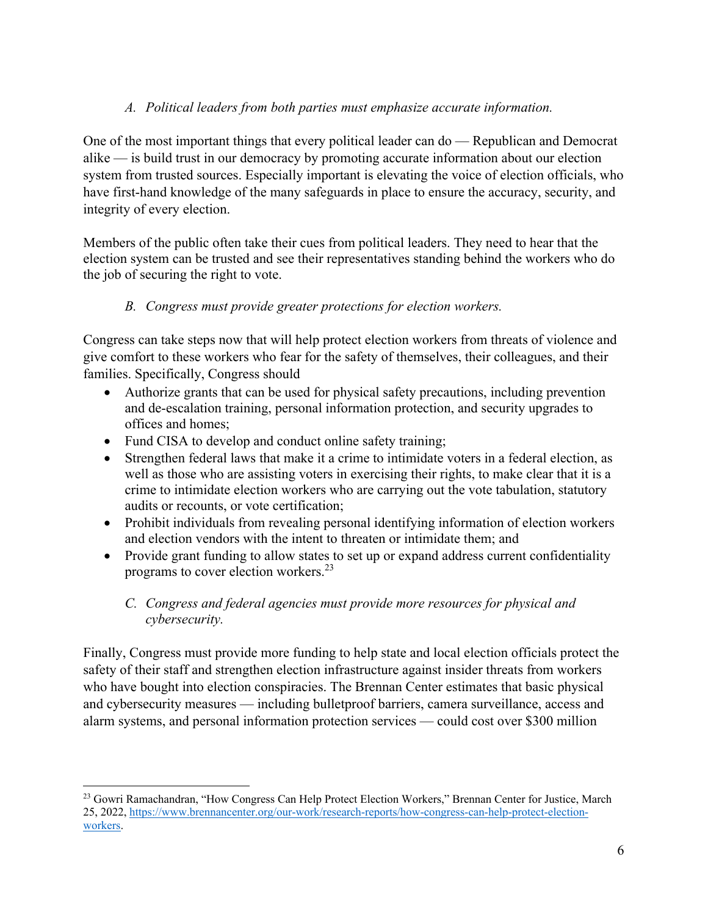*A. Political leaders from both parties must emphasize accurate information.*

One of the most important things that every political leader can do — Republican and Democrat alike — is build trust in our democracy by promoting accurate information about our election system from trusted sources. Especially important is elevating the voice of election officials, who have first-hand knowledge of the many safeguards in place to ensure the accuracy, security, and integrity of every election.

Members of the public often take their cues from political leaders. They need to hear that the election system can be trusted and see their representatives standing behind the workers who do the job of securing the right to vote.

*B. Congress must provide greater protections for election workers.*

Congress can take steps now that will help protect election workers from threats of violence and give comfort to these workers who fear for the safety of themselves, their colleagues, and their families. Specifically, Congress should

- Authorize grants that can be used for physical safety precautions, including prevention and de-escalation training, personal information protection, and security upgrades to offices and homes;
- Fund CISA to develop and conduct online safety training;
- Strengthen federal laws that make it a crime to intimidate voters in a federal election, as well as those who are assisting voters in exercising their rights, to make clear that it is a crime to intimidate election workers who are carrying out the vote tabulation, statutory audits or recounts, or vote certification;
- Prohibit individuals from revealing personal identifying information of election workers and election vendors with the intent to threaten or intimidate them; and
- Provide grant funding to allow states to set up or expand address current confidentiality programs to cover election workers.[23]

*C. Congress and federal agencies must provide more resources for physical and cybersecurity.*

Finally, Congress must provide more funding to help state and local election officials protect the safety of their staff and strengthen election infrastructure against insider threats from workers who have bought into election conspiracies. The Brennan Center estimates that basic physical and cybersecurity measures — including bulletproof barriers, camera surveillance, access and alarm systems, and personal information protection services — could cost over $300 million

---

[23] Gowri Ramachandran, "How Congress Can Help Protect Election Workers," Brennan Center for Justice, March 25, 2022, https://www.brennancenter.org/our-work/research-reports/how-congress-can-help-protect-election-workers.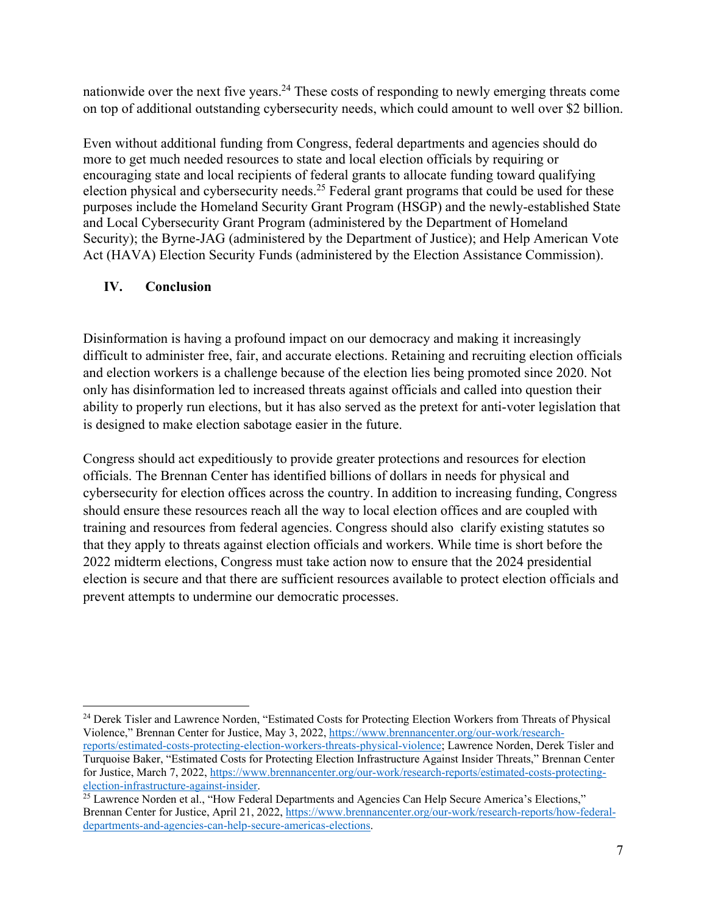nationwide over the next five years.[24] These costs of responding to newly emerging threats come on top of additional outstanding cybersecurity needs, which could amount to well over $2 billion.

Even without additional funding from Congress, federal departments and agencies should do more to get much needed resources to state and local election officials by requiring or encouraging state and local recipients of federal grants to allocate funding toward qualifying election physical and cybersecurity needs.[25] Federal grant programs that could be used for these purposes include the Homeland Security Grant Program (HSGP) and the newly-established State and Local Cybersecurity Grant Program (administered by the Department of Homeland Security); the Byrne-JAG (administered by the Department of Justice); and Help American Vote Act (HAVA) Election Security Funds (administered by the Election Assistance Commission).

## IV. Conclusion

Disinformation is having a profound impact on our democracy and making it increasingly difficult to administer free, fair, and accurate elections. Retaining and recruiting election officials and election workers is a challenge because of the election lies being promoted since 2020. Not only has disinformation led to increased threats against officials and called into question their ability to properly run elections, but it has also served as the pretext for anti-voter legislation that is designed to make election sabotage easier in the future.

Congress should act expeditiously to provide greater protections and resources for election officials. The Brennan Center has identified billions of dollars in needs for physical and cybersecurity for election offices across the country. In addition to increasing funding, Congress should ensure these resources reach all the way to local election offices and are coupled with training and resources from federal agencies. Congress should also clarify existing statutes so that they apply to threats against election officials and workers. While time is short before the 2022 midterm elections, Congress must take action now to ensure that the 2024 presidential election is secure and that there are sufficient resources available to protect election officials and prevent attempts to undermine our democratic processes.

---

[24] Derek Tisler and Lawrence Norden, "Estimated Costs for Protecting Election Workers from Threats of Physical Violence," Brennan Center for Justice, May 3, 2022, https://www.brennancenter.org/our-work/research-reports/estimated-costs-protecting-election-workers-threats-physical-violence; Lawrence Norden, Derek Tisler and Turquoise Baker, "Estimated Costs for Protecting Election Infrastructure Against Insider Threats," Brennan Center for Justice, March 7, 2022, https://www.brennancenter.org/our-work/research-reports/estimated-costs-protecting-election-infrastructure-against-insider.

[25] Lawrence Norden et al., "How Federal Departments and Agencies Can Help Secure America's Elections," Brennan Center for Justice, April 21, 2022, https://www.brennancenter.org/our-work/research-reports/how-federal-departments-and-agencies-can-help-secure-americas-elections.